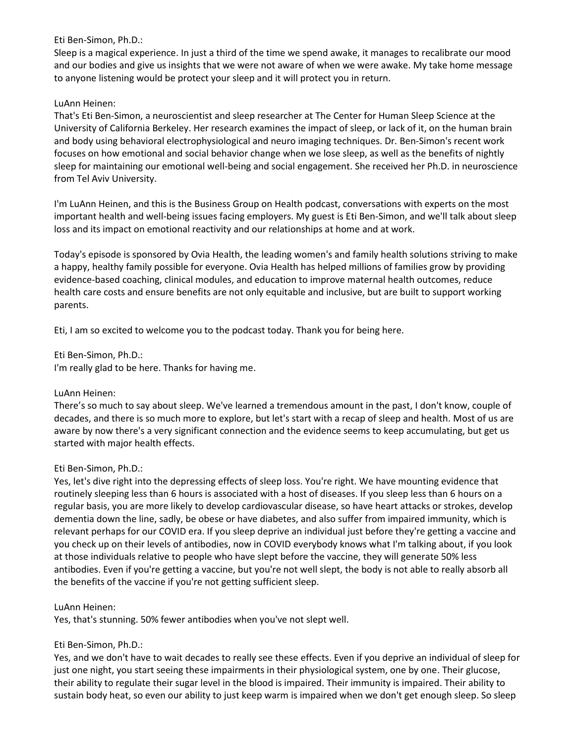Eti Ben-Simon, Ph.D.:
Sleep is a magical experience. In just a third of the time we spend awake, it manages to recalibrate our mood and our bodies and give us insights that we were not aware of when we were awake. My take home message to anyone listening would be protect your sleep and it will protect you in return.

LuAnn Heinen:
That's Eti Ben-Simon, a neuroscientist and sleep researcher at The Center for Human Sleep Science at the University of California Berkeley. Her research examines the impact of sleep, or lack of it, on the human brain and body using behavioral electrophysiological and neuro imaging techniques. Dr. Ben-Simon's recent work focuses on how emotional and social behavior change when we lose sleep, as well as the benefits of nightly sleep for maintaining our emotional well-being and social engagement. She received her Ph.D. in neuroscience from Tel Aviv University.

I'm LuAnn Heinen, and this is the Business Group on Health podcast, conversations with experts on the most important health and well-being issues facing employers. My guest is Eti Ben-Simon, and we'll talk about sleep loss and its impact on emotional reactivity and our relationships at home and at work.

Today's episode is sponsored by Ovia Health, the leading women's and family health solutions striving to make a happy, healthy family possible for everyone. Ovia Health has helped millions of families grow by providing evidence-based coaching, clinical modules, and education to improve maternal health outcomes, reduce health care costs and ensure benefits are not only equitable and inclusive, but are built to support working parents.

Eti, I am so excited to welcome you to the podcast today. Thank you for being here.

Eti Ben-Simon, Ph.D.:
I'm really glad to be here. Thanks for having me.

LuAnn Heinen:
There's so much to say about sleep. We've learned a tremendous amount in the past, I don't know, couple of decades, and there is so much more to explore, but let's start with a recap of sleep and health. Most of us are aware by now there's a very significant connection and the evidence seems to keep accumulating, but get us started with major health effects.

Eti Ben-Simon, Ph.D.:
Yes, let's dive right into the depressing effects of sleep loss. You're right. We have mounting evidence that routinely sleeping less than 6 hours is associated with a host of diseases. If you sleep less than 6 hours on a regular basis, you are more likely to develop cardiovascular disease, so have heart attacks or strokes, develop dementia down the line, sadly, be obese or have diabetes, and also suffer from impaired immunity, which is relevant perhaps for our COVID era. If you sleep deprive an individual just before they're getting a vaccine and you check up on their levels of antibodies, now in COVID everybody knows what I'm talking about, if you look at those individuals relative to people who have slept before the vaccine, they will generate 50% less antibodies. Even if you're getting a vaccine, but you're not well slept, the body is not able to really absorb all the benefits of the vaccine if you're not getting sufficient sleep.

LuAnn Heinen:
Yes, that's stunning. 50% fewer antibodies when you've not slept well.

Eti Ben-Simon, Ph.D.:
Yes, and we don't have to wait decades to really see these effects. Even if you deprive an individual of sleep for just one night, you start seeing these impairments in their physiological system, one by one. Their glucose, their ability to regulate their sugar level in the blood is impaired. Their immunity is impaired. Their ability to sustain body heat, so even our ability to just keep warm is impaired when we don't get enough sleep. So sleep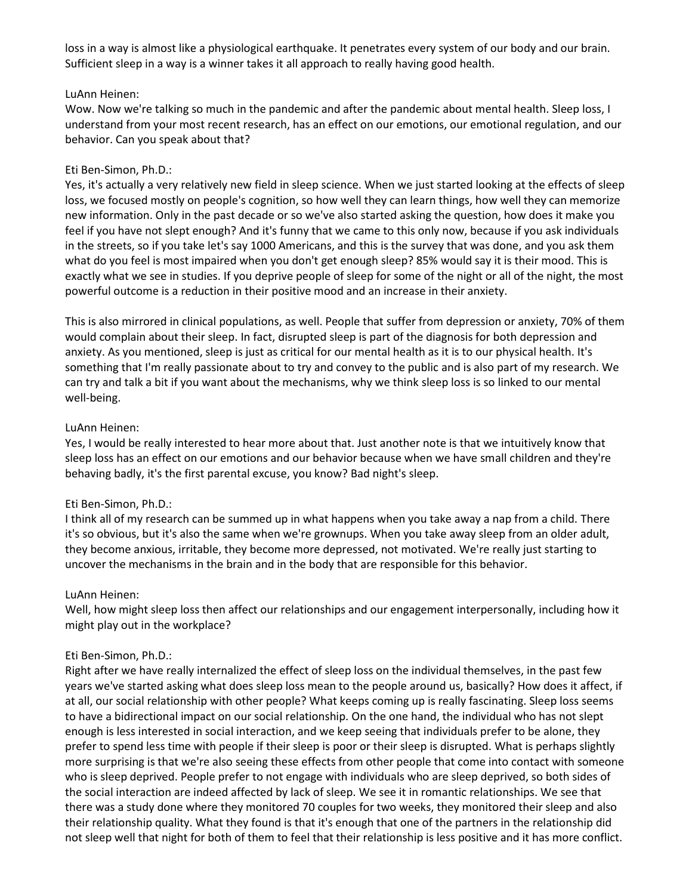loss in a way is almost like a physiological earthquake. It penetrates every system of our body and our brain. Sufficient sleep in a way is a winner takes it all approach to really having good health.

LuAnn Heinen:

Wow. Now we're talking so much in the pandemic and after the pandemic about mental health. Sleep loss, I understand from your most recent research, has an effect on our emotions, our emotional regulation, and our behavior. Can you speak about that?

Eti Ben-Simon, Ph.D.:

Yes, it's actually a very relatively new field in sleep science. When we just started looking at the effects of sleep loss, we focused mostly on people's cognition, so how well they can learn things, how well they can memorize new information. Only in the past decade or so we've also started asking the question, how does it make you feel if you have not slept enough? And it's funny that we came to this only now, because if you ask individuals in the streets, so if you take let's say 1000 Americans, and this is the survey that was done, and you ask them what do you feel is most impaired when you don't get enough sleep? 85% would say it is their mood. This is exactly what we see in studies. If you deprive people of sleep for some of the night or all of the night, the most powerful outcome is a reduction in their positive mood and an increase in their anxiety.

This is also mirrored in clinical populations, as well. People that suffer from depression or anxiety, 70% of them would complain about their sleep. In fact, disrupted sleep is part of the diagnosis for both depression and anxiety. As you mentioned, sleep is just as critical for our mental health as it is to our physical health. It's something that I'm really passionate about to try and convey to the public and is also part of my research. We can try and talk a bit if you want about the mechanisms, why we think sleep loss is so linked to our mental well-being.

LuAnn Heinen:

Yes, I would be really interested to hear more about that. Just another note is that we intuitively know that sleep loss has an effect on our emotions and our behavior because when we have small children and they're behaving badly, it's the first parental excuse, you know? Bad night's sleep.

Eti Ben-Simon, Ph.D.:

I think all of my research can be summed up in what happens when you take away a nap from a child. There it's so obvious, but it's also the same when we're grownups. When you take away sleep from an older adult, they become anxious, irritable, they become more depressed, not motivated. We're really just starting to uncover the mechanisms in the brain and in the body that are responsible for this behavior.

LuAnn Heinen:

Well, how might sleep loss then affect our relationships and our engagement interpersonally, including how it might play out in the workplace?

Eti Ben-Simon, Ph.D.:

Right after we have really internalized the effect of sleep loss on the individual themselves, in the past few years we've started asking what does sleep loss mean to the people around us, basically? How does it affect, if at all, our social relationship with other people? What keeps coming up is really fascinating. Sleep loss seems to have a bidirectional impact on our social relationship. On the one hand, the individual who has not slept enough is less interested in social interaction, and we keep seeing that individuals prefer to be alone, they prefer to spend less time with people if their sleep is poor or their sleep is disrupted. What is perhaps slightly more surprising is that we're also seeing these effects from other people that come into contact with someone who is sleep deprived. People prefer to not engage with individuals who are sleep deprived, so both sides of the social interaction are indeed affected by lack of sleep. We see it in romantic relationships. We see that there was a study done where they monitored 70 couples for two weeks, they monitored their sleep and also their relationship quality. What they found is that it's enough that one of the partners in the relationship did not sleep well that night for both of them to feel that their relationship is less positive and it has more conflict.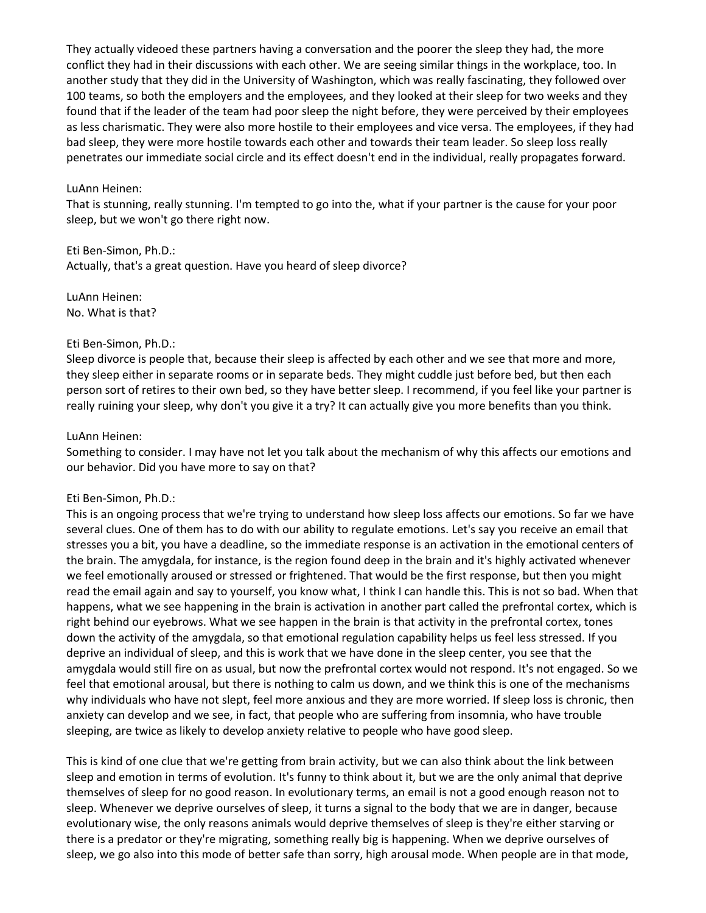They actually videoed these partners having a conversation and the poorer the sleep they had, the more conflict they had in their discussions with each other. We are seeing similar things in the workplace, too. In another study that they did in the University of Washington, which was really fascinating, they followed over 100 teams, so both the employers and the employees, and they looked at their sleep for two weeks and they found that if the leader of the team had poor sleep the night before, they were perceived by their employees as less charismatic. They were also more hostile to their employees and vice versa. The employees, if they had bad sleep, they were more hostile towards each other and towards their team leader. So sleep loss really penetrates our immediate social circle and its effect doesn't end in the individual, really propagates forward.

LuAnn Heinen:
That is stunning, really stunning. I'm tempted to go into the, what if your partner is the cause for your poor sleep, but we won't go there right now.

Eti Ben-Simon, Ph.D.:
Actually, that's a great question. Have you heard of sleep divorce?

LuAnn Heinen:
No. What is that?

Eti Ben-Simon, Ph.D.:
Sleep divorce is people that, because their sleep is affected by each other and we see that more and more, they sleep either in separate rooms or in separate beds. They might cuddle just before bed, but then each person sort of retires to their own bed, so they have better sleep. I recommend, if you feel like your partner is really ruining your sleep, why don't you give it a try? It can actually give you more benefits than you think.

LuAnn Heinen:
Something to consider. I may have not let you talk about the mechanism of why this affects our emotions and our behavior. Did you have more to say on that?

Eti Ben-Simon, Ph.D.:
This is an ongoing process that we're trying to understand how sleep loss affects our emotions. So far we have several clues. One of them has to do with our ability to regulate emotions. Let's say you receive an email that stresses you a bit, you have a deadline, so the immediate response is an activation in the emotional centers of the brain. The amygdala, for instance, is the region found deep in the brain and it's highly activated whenever we feel emotionally aroused or stressed or frightened. That would be the first response, but then you might read the email again and say to yourself, you know what, I think I can handle this. This is not so bad. When that happens, what we see happening in the brain is activation in another part called the prefrontal cortex, which is right behind our eyebrows. What we see happen in the brain is that activity in the prefrontal cortex, tones down the activity of the amygdala, so that emotional regulation capability helps us feel less stressed. If you deprive an individual of sleep, and this is work that we have done in the sleep center, you see that the amygdala would still fire on as usual, but now the prefrontal cortex would not respond. It's not engaged. So we feel that emotional arousal, but there is nothing to calm us down, and we think this is one of the mechanisms why individuals who have not slept, feel more anxious and they are more worried. If sleep loss is chronic, then anxiety can develop and we see, in fact, that people who are suffering from insomnia, who have trouble sleeping, are twice as likely to develop anxiety relative to people who have good sleep.

This is kind of one clue that we're getting from brain activity, but we can also think about the link between sleep and emotion in terms of evolution. It's funny to think about it, but we are the only animal that deprive themselves of sleep for no good reason. In evolutionary terms, an email is not a good enough reason not to sleep. Whenever we deprive ourselves of sleep, it turns a signal to the body that we are in danger, because evolutionary wise, the only reasons animals would deprive themselves of sleep is they're either starving or there is a predator or they're migrating, something really big is happening. When we deprive ourselves of sleep, we go also into this mode of better safe than sorry, high arousal mode. When people are in that mode,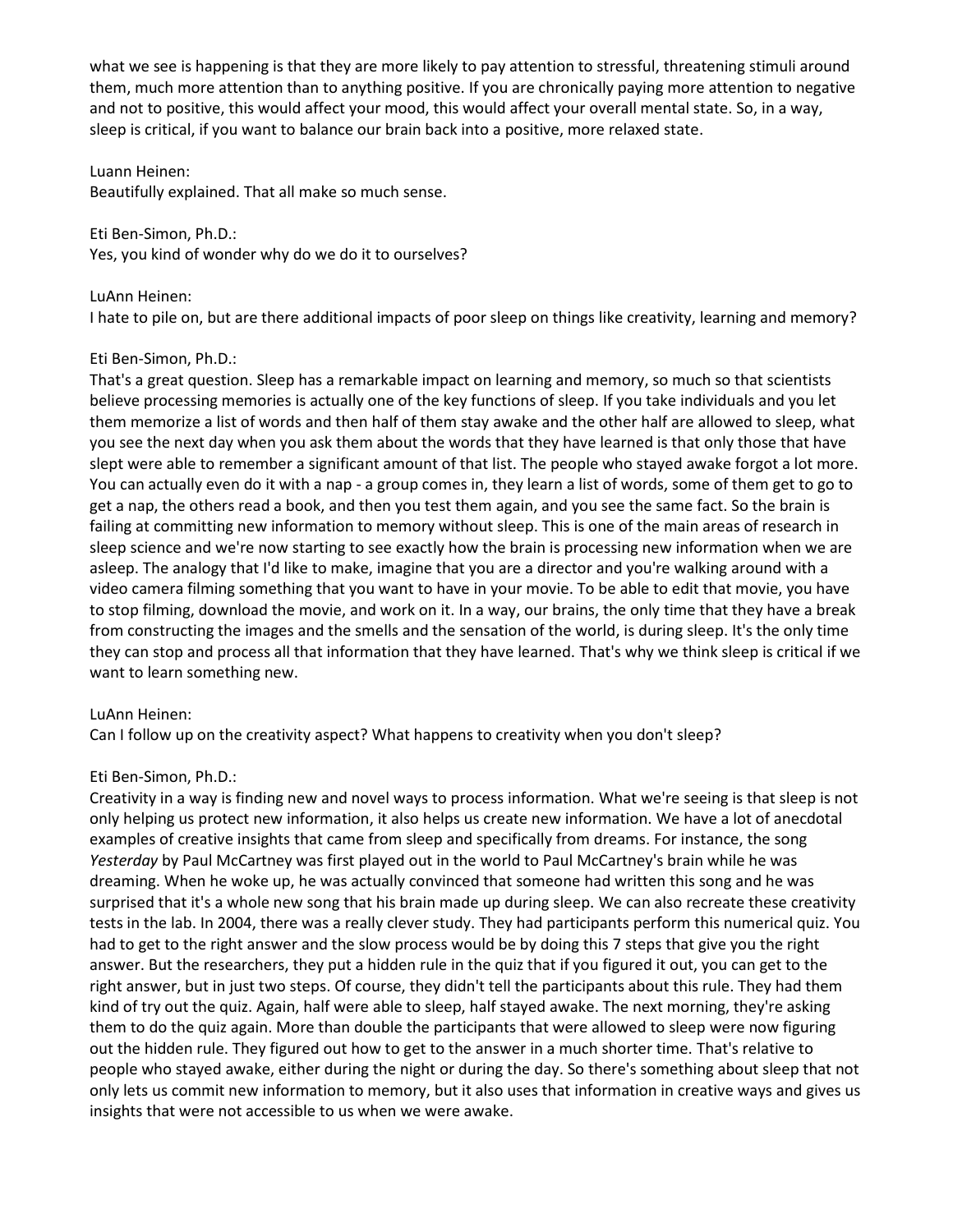what we see is happening is that they are more likely to pay attention to stressful, threatening stimuli around them, much more attention than to anything positive. If you are chronically paying more attention to negative and not to positive, this would affect your mood, this would affect your overall mental state. So, in a way, sleep is critical, if you want to balance our brain back into a positive, more relaxed state.

Luann Heinen:
Beautifully explained. That all make so much sense.

Eti Ben-Simon, Ph.D.:
Yes, you kind of wonder why do we do it to ourselves?

LuAnn Heinen:
I hate to pile on, but are there additional impacts of poor sleep on things like creativity, learning and memory?

Eti Ben-Simon, Ph.D.:
That's a great question. Sleep has a remarkable impact on learning and memory, so much so that scientists believe processing memories is actually one of the key functions of sleep. If you take individuals and you let them memorize a list of words and then half of them stay awake and the other half are allowed to sleep, what you see the next day when you ask them about the words that they have learned is that only those that have slept were able to remember a significant amount of that list. The people who stayed awake forgot a lot more. You can actually even do it with a nap - a group comes in, they learn a list of words, some of them get to go to get a nap, the others read a book, and then you test them again, and you see the same fact. So the brain is failing at committing new information to memory without sleep. This is one of the main areas of research in sleep science and we're now starting to see exactly how the brain is processing new information when we are asleep. The analogy that I'd like to make, imagine that you are a director and you're walking around with a video camera filming something that you want to have in your movie. To be able to edit that movie, you have to stop filming, download the movie, and work on it. In a way, our brains, the only time that they have a break from constructing the images and the smells and the sensation of the world, is during sleep. It's the only time they can stop and process all that information that they have learned. That's why we think sleep is critical if we want to learn something new.

LuAnn Heinen:
Can I follow up on the creativity aspect? What happens to creativity when you don't sleep?

Eti Ben-Simon, Ph.D.:
Creativity in a way is finding new and novel ways to process information. What we're seeing is that sleep is not only helping us protect new information, it also helps us create new information. We have a lot of anecdotal examples of creative insights that came from sleep and specifically from dreams. For instance, the song *Yesterday* by Paul McCartney was first played out in the world to Paul McCartney's brain while he was dreaming. When he woke up, he was actually convinced that someone had written this song and he was surprised that it's a whole new song that his brain made up during sleep. We can also recreate these creativity tests in the lab. In 2004, there was a really clever study. They had participants perform this numerical quiz. You had to get to the right answer and the slow process would be by doing this 7 steps that give you the right answer. But the researchers, they put a hidden rule in the quiz that if you figured it out, you can get to the right answer, but in just two steps. Of course, they didn't tell the participants about this rule. They had them kind of try out the quiz. Again, half were able to sleep, half stayed awake. The next morning, they're asking them to do the quiz again. More than double the participants that were allowed to sleep were now figuring out the hidden rule. They figured out how to get to the answer in a much shorter time. That's relative to people who stayed awake, either during the night or during the day. So there's something about sleep that not only lets us commit new information to memory, but it also uses that information in creative ways and gives us insights that were not accessible to us when we were awake.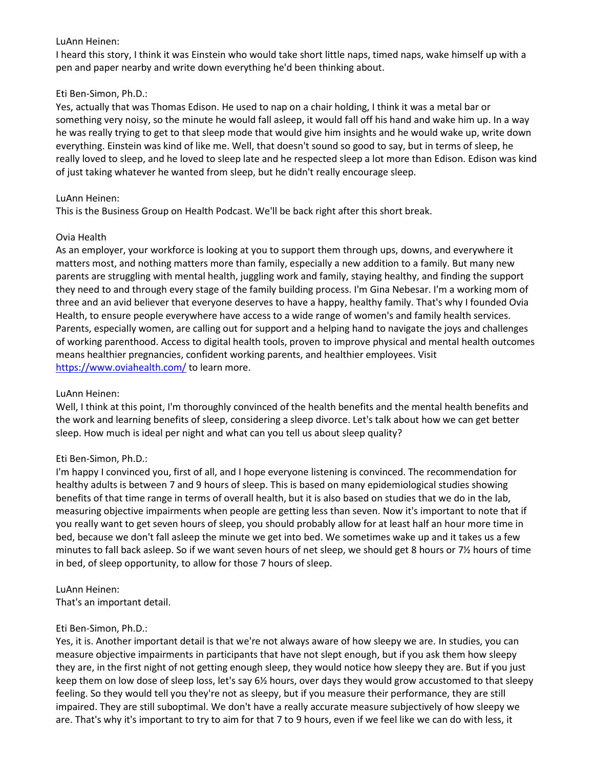LuAnn Heinen:
I heard this story, I think it was Einstein who would take short little naps, timed naps, wake himself up with a pen and paper nearby and write down everything he'd been thinking about.

Eti Ben-Simon, Ph.D.:
Yes, actually that was Thomas Edison. He used to nap on a chair holding, I think it was a metal bar or something very noisy, so the minute he would fall asleep, it would fall off his hand and wake him up. In a way he was really trying to get to that sleep mode that would give him insights and he would wake up, write down everything. Einstein was kind of like me. Well, that doesn't sound so good to say, but in terms of sleep, he really loved to sleep, and he loved to sleep late and he respected sleep a lot more than Edison. Edison was kind of just taking whatever he wanted from sleep, but he didn't really encourage sleep.

LuAnn Heinen:
This is the Business Group on Health Podcast. We'll be back right after this short break.

Ovia Health
As an employer, your workforce is looking at you to support them through ups, downs, and everywhere it matters most, and nothing matters more than family, especially a new addition to a family. But many new parents are struggling with mental health, juggling work and family, staying healthy, and finding the support they need to and through every stage of the family building process. I'm Gina Nebesar. I'm a working mom of three and an avid believer that everyone deserves to have a happy, healthy family. That's why I founded Ovia Health, to ensure people everywhere have access to a wide range of women's and family health services. Parents, especially women, are calling out for support and a helping hand to navigate the joys and challenges of working parenthood. Access to digital health tools, proven to improve physical and mental health outcomes means healthier pregnancies, confident working parents, and healthier employees. Visit [https://www.oviahealth.com/](https://www.oviahealth.com/) to learn more.

LuAnn Heinen:
Well, I think at this point, I'm thoroughly convinced of the health benefits and the mental health benefits and the work and learning benefits of sleep, considering a sleep divorce. Let's talk about how we can get better sleep. How much is ideal per night and what can you tell us about sleep quality?

Eti Ben-Simon, Ph.D.:
I'm happy I convinced you, first of all, and I hope everyone listening is convinced. The recommendation for healthy adults is between 7 and 9 hours of sleep. This is based on many epidemiological studies showing benefits of that time range in terms of overall health, but it is also based on studies that we do in the lab, measuring objective impairments when people are getting less than seven. Now it's important to note that if you really want to get seven hours of sleep, you should probably allow for at least half an hour more time in bed, because we don't fall asleep the minute we get into bed. We sometimes wake up and it takes us a few minutes to fall back asleep. So if we want seven hours of net sleep, we should get 8 hours or 7½ hours of time in bed, of sleep opportunity, to allow for those 7 hours of sleep.

LuAnn Heinen:
That's an important detail.

Eti Ben-Simon, Ph.D.:
Yes, it is. Another important detail is that we're not always aware of how sleepy we are. In studies, you can measure objective impairments in participants that have not slept enough, but if you ask them how sleepy they are, in the first night of not getting enough sleep, they would notice how sleepy they are. But if you just keep them on low dose of sleep loss, let's say 6½ hours, over days they would grow accustomed to that sleepy feeling. So they would tell you they're not as sleepy, but if you measure their performance, they are still impaired. They are still suboptimal. We don't have a really accurate measure subjectively of how sleepy we are. That's why it's important to try to aim for that 7 to 9 hours, even if we feel like we can do with less, it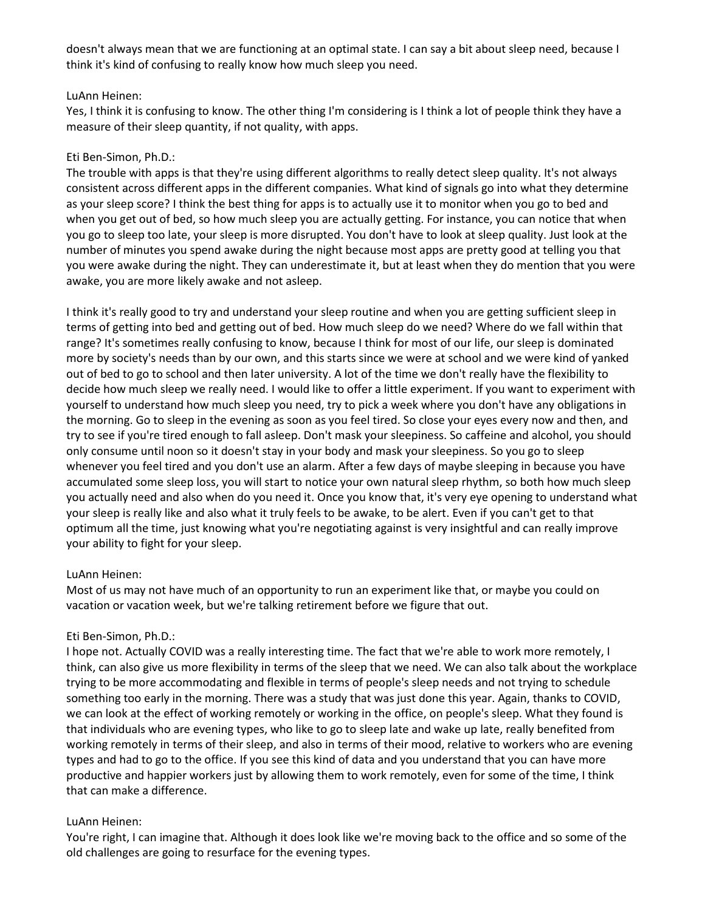doesn't always mean that we are functioning at an optimal state. I can say a bit about sleep need, because I think it's kind of confusing to really know how much sleep you need.

LuAnn Heinen:
Yes, I think it is confusing to know. The other thing I'm considering is I think a lot of people think they have a measure of their sleep quantity, if not quality, with apps.

Eti Ben-Simon, Ph.D.:
The trouble with apps is that they're using different algorithms to really detect sleep quality. It's not always consistent across different apps in the different companies. What kind of signals go into what they determine as your sleep score? I think the best thing for apps is to actually use it to monitor when you go to bed and when you get out of bed, so how much sleep you are actually getting. For instance, you can notice that when you go to sleep too late, your sleep is more disrupted. You don't have to look at sleep quality. Just look at the number of minutes you spend awake during the night because most apps are pretty good at telling you that you were awake during the night. They can underestimate it, but at least when they do mention that you were awake, you are more likely awake and not asleep.

I think it's really good to try and understand your sleep routine and when you are getting sufficient sleep in terms of getting into bed and getting out of bed. How much sleep do we need? Where do we fall within that range? It's sometimes really confusing to know, because I think for most of our life, our sleep is dominated more by society's needs than by our own, and this starts since we were at school and we were kind of yanked out of bed to go to school and then later university. A lot of the time we don't really have the flexibility to decide how much sleep we really need. I would like to offer a little experiment. If you want to experiment with yourself to understand how much sleep you need, try to pick a week where you don't have any obligations in the morning. Go to sleep in the evening as soon as you feel tired. So close your eyes every now and then, and try to see if you're tired enough to fall asleep. Don't mask your sleepiness. So caffeine and alcohol, you should only consume until noon so it doesn't stay in your body and mask your sleepiness. So you go to sleep whenever you feel tired and you don't use an alarm. After a few days of maybe sleeping in because you have accumulated some sleep loss, you will start to notice your own natural sleep rhythm, so both how much sleep you actually need and also when do you need it. Once you know that, it's very eye opening to understand what your sleep is really like and also what it truly feels to be awake, to be alert. Even if you can't get to that optimum all the time, just knowing what you're negotiating against is very insightful and can really improve your ability to fight for your sleep.

LuAnn Heinen:
Most of us may not have much of an opportunity to run an experiment like that, or maybe you could on vacation or vacation week, but we're talking retirement before we figure that out.

Eti Ben-Simon, Ph.D.:
I hope not. Actually COVID was a really interesting time. The fact that we're able to work more remotely, I think, can also give us more flexibility in terms of the sleep that we need. We can also talk about the workplace trying to be more accommodating and flexible in terms of people's sleep needs and not trying to schedule something too early in the morning. There was a study that was just done this year. Again, thanks to COVID, we can look at the effect of working remotely or working in the office, on people's sleep. What they found is that individuals who are evening types, who like to go to sleep late and wake up late, really benefited from working remotely in terms of their sleep, and also in terms of their mood, relative to workers who are evening types and had to go to the office. If you see this kind of data and you understand that you can have more productive and happier workers just by allowing them to work remotely, even for some of the time, I think that can make a difference.

LuAnn Heinen:
You're right, I can imagine that. Although it does look like we're moving back to the office and so some of the old challenges are going to resurface for the evening types.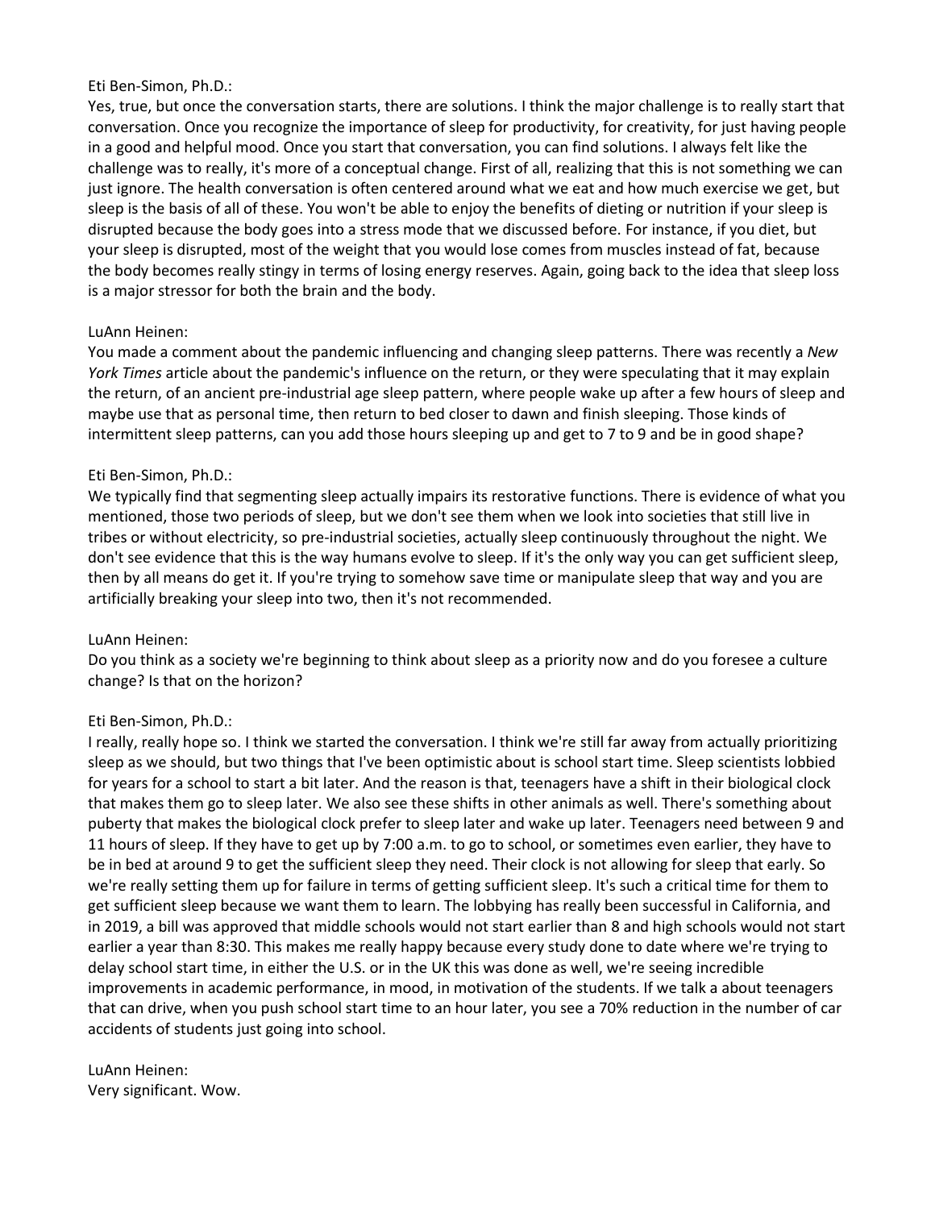Eti Ben-Simon, Ph.D.:
Yes, true, but once the conversation starts, there are solutions. I think the major challenge is to really start that conversation. Once you recognize the importance of sleep for productivity, for creativity, for just having people in a good and helpful mood. Once you start that conversation, you can find solutions. I always felt like the challenge was to really, it's more of a conceptual change. First of all, realizing that this is not something we can just ignore. The health conversation is often centered around what we eat and how much exercise we get, but sleep is the basis of all of these. You won't be able to enjoy the benefits of dieting or nutrition if your sleep is disrupted because the body goes into a stress mode that we discussed before. For instance, if you diet, but your sleep is disrupted, most of the weight that you would lose comes from muscles instead of fat, because the body becomes really stingy in terms of losing energy reserves. Again, going back to the idea that sleep loss is a major stressor for both the brain and the body.

LuAnn Heinen:
You made a comment about the pandemic influencing and changing sleep patterns. There was recently a *New York Times* article about the pandemic's influence on the return, or they were speculating that it may explain the return, of an ancient pre-industrial age sleep pattern, where people wake up after a few hours of sleep and maybe use that as personal time, then return to bed closer to dawn and finish sleeping. Those kinds of intermittent sleep patterns, can you add those hours sleeping up and get to 7 to 9 and be in good shape?

Eti Ben-Simon, Ph.D.:
We typically find that segmenting sleep actually impairs its restorative functions. There is evidence of what you mentioned, those two periods of sleep, but we don't see them when we look into societies that still live in tribes or without electricity, so pre-industrial societies, actually sleep continuously throughout the night. We don't see evidence that this is the way humans evolve to sleep. If it's the only way you can get sufficient sleep, then by all means do get it. If you're trying to somehow save time or manipulate sleep that way and you are artificially breaking your sleep into two, then it's not recommended.

LuAnn Heinen:
Do you think as a society we're beginning to think about sleep as a priority now and do you foresee a culture change? Is that on the horizon?

Eti Ben-Simon, Ph.D.:
I really, really hope so. I think we started the conversation. I think we're still far away from actually prioritizing sleep as we should, but two things that I've been optimistic about is school start time. Sleep scientists lobbied for years for a school to start a bit later. And the reason is that, teenagers have a shift in their biological clock that makes them go to sleep later. We also see these shifts in other animals as well. There's something about puberty that makes the biological clock prefer to sleep later and wake up later. Teenagers need between 9 and 11 hours of sleep. If they have to get up by 7:00 a.m. to go to school, or sometimes even earlier, they have to be in bed at around 9 to get the sufficient sleep they need. Their clock is not allowing for sleep that early. So we're really setting them up for failure in terms of getting sufficient sleep. It's such a critical time for them to get sufficient sleep because we want them to learn. The lobbying has really been successful in California, and in 2019, a bill was approved that middle schools would not start earlier than 8 and high schools would not start earlier a year than 8:30. This makes me really happy because every study done to date where we're trying to delay school start time, in either the U.S. or in the UK this was done as well, we're seeing incredible improvements in academic performance, in mood, in motivation of the students. If we talk a about teenagers that can drive, when you push school start time to an hour later, you see a 70% reduction in the number of car accidents of students just going into school.

LuAnn Heinen:
Very significant. Wow.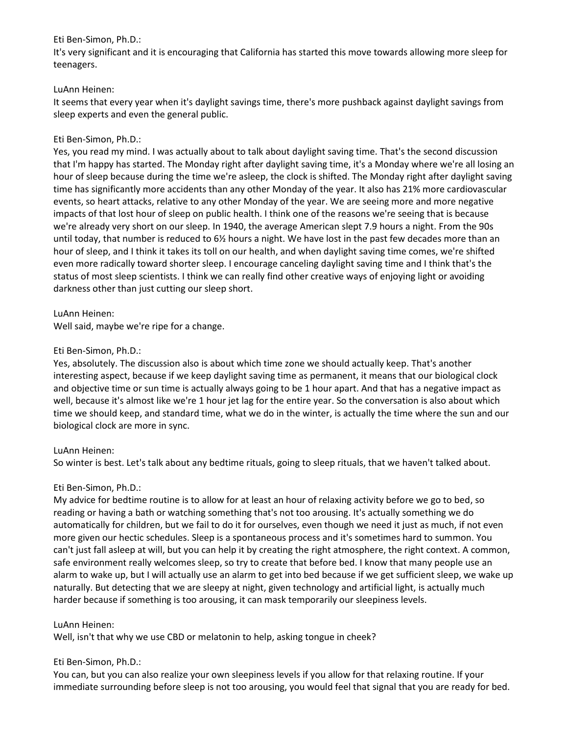Eti Ben-Simon, Ph.D.:
It's very significant and it is encouraging that California has started this move towards allowing more sleep for teenagers.

LuAnn Heinen:
It seems that every year when it's daylight savings time, there's more pushback against daylight savings from sleep experts and even the general public.

Eti Ben-Simon, Ph.D.:
Yes, you read my mind. I was actually about to talk about daylight saving time. That's the second discussion that I'm happy has started. The Monday right after daylight saving time, it's a Monday where we're all losing an hour of sleep because during the time we're asleep, the clock is shifted. The Monday right after daylight saving time has significantly more accidents than any other Monday of the year. It also has 21% more cardiovascular events, so heart attacks, relative to any other Monday of the year. We are seeing more and more negative impacts of that lost hour of sleep on public health. I think one of the reasons we're seeing that is because we're already very short on our sleep. In 1940, the average American slept 7.9 hours a night. From the 90s until today, that number is reduced to 6½ hours a night. We have lost in the past few decades more than an hour of sleep, and I think it takes its toll on our health, and when daylight saving time comes, we're shifted even more radically toward shorter sleep. I encourage canceling daylight saving time and I think that's the status of most sleep scientists. I think we can really find other creative ways of enjoying light or avoiding darkness other than just cutting our sleep short.

LuAnn Heinen:
Well said, maybe we're ripe for a change.

Eti Ben-Simon, Ph.D.:
Yes, absolutely. The discussion also is about which time zone we should actually keep. That's another interesting aspect, because if we keep daylight saving time as permanent, it means that our biological clock and objective time or sun time is actually always going to be 1 hour apart. And that has a negative impact as well, because it's almost like we're 1 hour jet lag for the entire year. So the conversation is also about which time we should keep, and standard time, what we do in the winter, is actually the time where the sun and our biological clock are more in sync.

LuAnn Heinen:
So winter is best. Let's talk about any bedtime rituals, going to sleep rituals, that we haven't talked about.

Eti Ben-Simon, Ph.D.:
My advice for bedtime routine is to allow for at least an hour of relaxing activity before we go to bed, so reading or having a bath or watching something that's not too arousing. It's actually something we do automatically for children, but we fail to do it for ourselves, even though we need it just as much, if not even more given our hectic schedules. Sleep is a spontaneous process and it's sometimes hard to summon. You can't just fall asleep at will, but you can help it by creating the right atmosphere, the right context. A common, safe environment really welcomes sleep, so try to create that before bed. I know that many people use an alarm to wake up, but I will actually use an alarm to get into bed because if we get sufficient sleep, we wake up naturally. But detecting that we are sleepy at night, given technology and artificial light, is actually much harder because if something is too arousing, it can mask temporarily our sleepiness levels.

LuAnn Heinen:
Well, isn't that why we use CBD or melatonin to help, asking tongue in cheek?

Eti Ben-Simon, Ph.D.:
You can, but you can also realize your own sleepiness levels if you allow for that relaxing routine. If your immediate surrounding before sleep is not too arousing, you would feel that signal that you are ready for bed.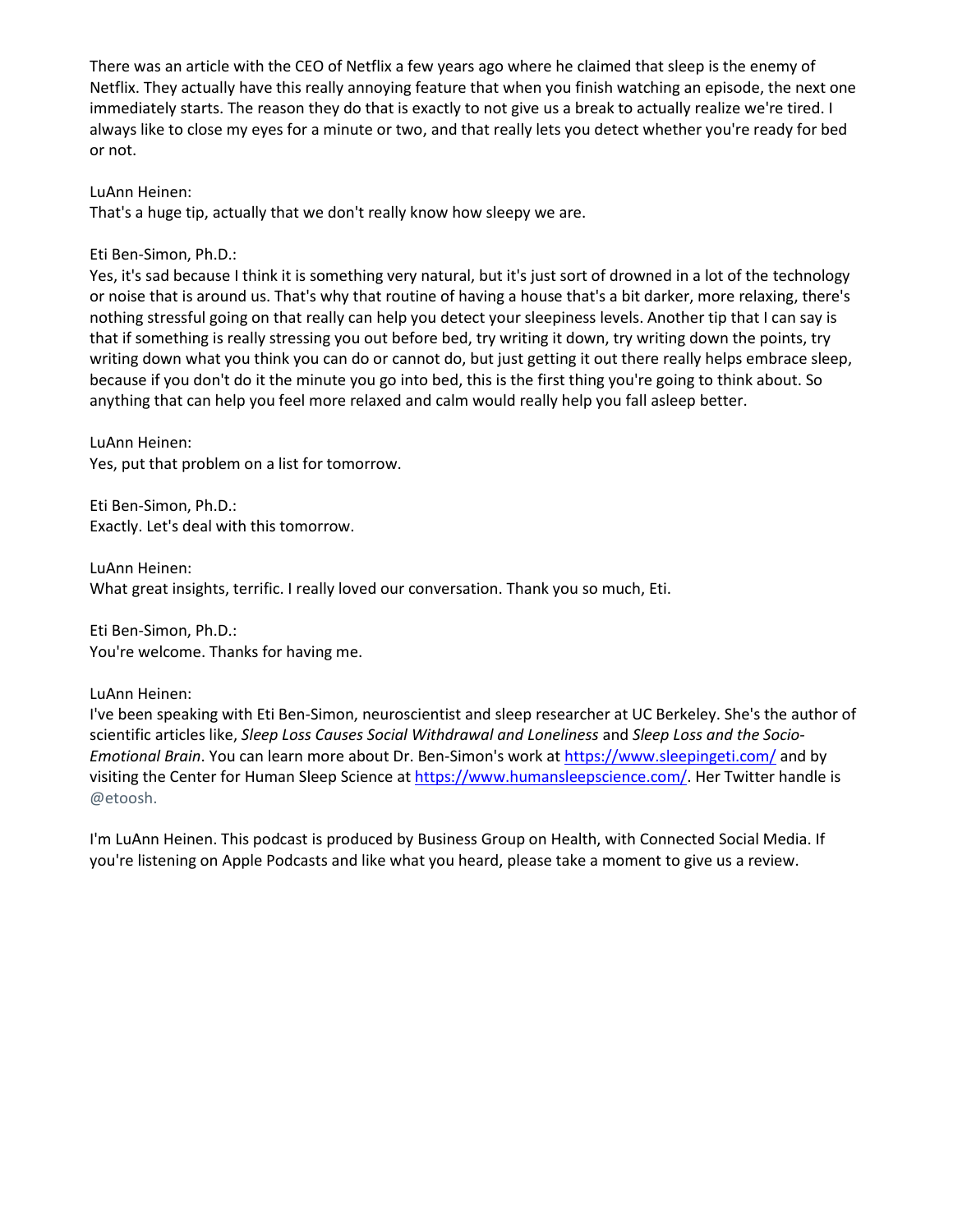There was an article with the CEO of Netflix a few years ago where he claimed that sleep is the enemy of Netflix. They actually have this really annoying feature that when you finish watching an episode, the next one immediately starts. The reason they do that is exactly to not give us a break to actually realize we're tired. I always like to close my eyes for a minute or two, and that really lets you detect whether you're ready for bed or not.

LuAnn Heinen:
That's a huge tip, actually that we don't really know how sleepy we are.

Eti Ben-Simon, Ph.D.:
Yes, it's sad because I think it is something very natural, but it's just sort of drowned in a lot of the technology or noise that is around us. That's why that routine of having a house that's a bit darker, more relaxing, there's nothing stressful going on that really can help you detect your sleepiness levels. Another tip that I can say is that if something is really stressing you out before bed, try writing it down, try writing down the points, try writing down what you think you can do or cannot do, but just getting it out there really helps embrace sleep, because if you don't do it the minute you go into bed, this is the first thing you're going to think about. So anything that can help you feel more relaxed and calm would really help you fall asleep better.

LuAnn Heinen:
Yes, put that problem on a list for tomorrow.

Eti Ben-Simon, Ph.D.:
Exactly. Let's deal with this tomorrow.

LuAnn Heinen:
What great insights, terrific. I really loved our conversation. Thank you so much, Eti.

Eti Ben-Simon, Ph.D.:
You're welcome. Thanks for having me.

LuAnn Heinen:
I've been speaking with Eti Ben-Simon, neuroscientist and sleep researcher at UC Berkeley. She's the author of scientific articles like, *Sleep Loss Causes Social Withdrawal and Loneliness* and *Sleep Loss and the Socio-Emotional Brain*. You can learn more about Dr. Ben-Simon's work at https://www.sleepingeti.com/ and by visiting the Center for Human Sleep Science at https://www.humansleepscience.com/. Her Twitter handle is @etoosh.

I'm LuAnn Heinen. This podcast is produced by Business Group on Health, with Connected Social Media. If you're listening on Apple Podcasts and like what you heard, please take a moment to give us a review.